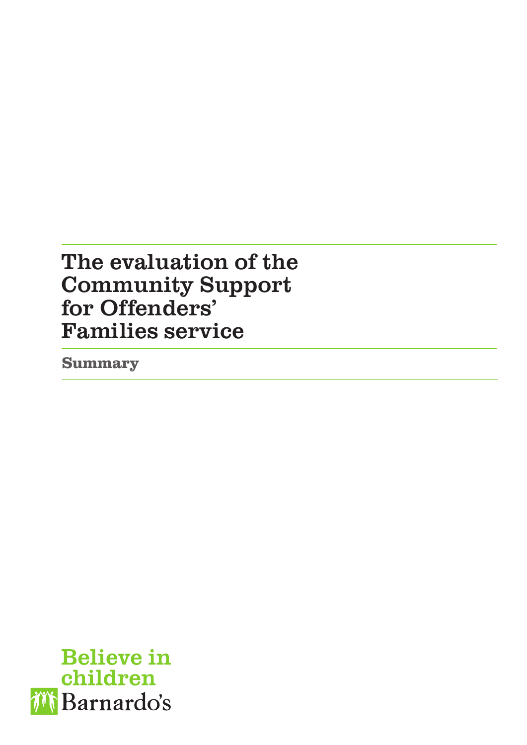# The evaluation of the Community Support for Offenders' Families service

## Summary

Believe in children

Barnardo's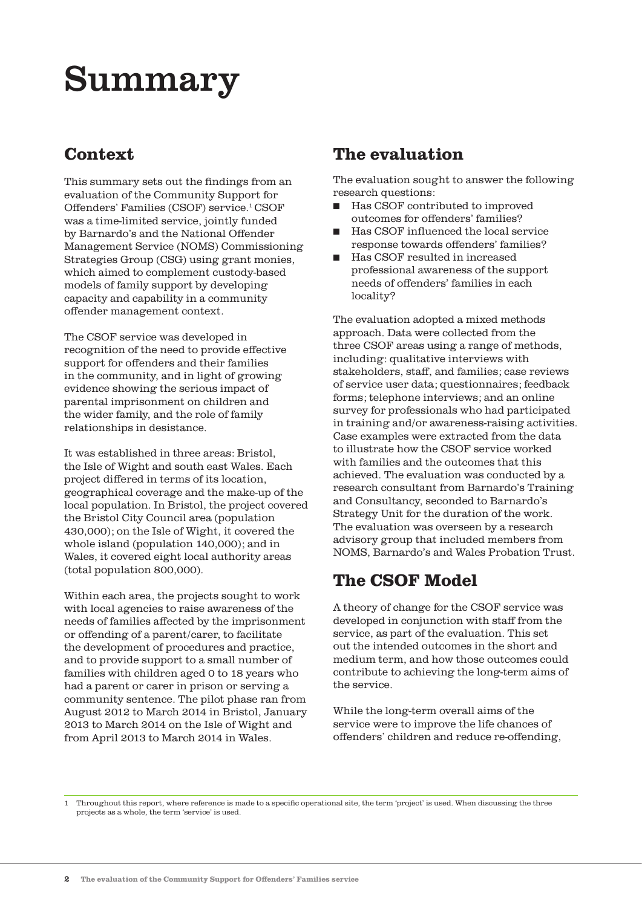# Summary

## Context

This summary sets out the findings from an evaluation of the Community Support for Offenders' Families (CSOF) service.[1] CSOF was a time-limited service, jointly funded by Barnardo's and the National Offender Management Service (NOMS) Commissioning Strategies Group (CSG) using grant monies, which aimed to complement custody-based models of family support by developing capacity and capability in a community offender management context.

The CSOF service was developed in recognition of the need to provide effective support for offenders and their families in the community, and in light of growing evidence showing the serious impact of parental imprisonment on children and the wider family, and the role of family relationships in desistance.

It was established in three areas: Bristol, the Isle of Wight and south east Wales. Each project differed in terms of its location, geographical coverage and the make-up of the local population. In Bristol, the project covered the Bristol City Council area (population 430,000); on the Isle of Wight, it covered the whole island (population 140,000); and in Wales, it covered eight local authority areas (total population 800,000).

Within each area, the projects sought to work with local agencies to raise awareness of the needs of families affected by the imprisonment or offending of a parent/carer, to facilitate the development of procedures and practice, and to provide support to a small number of families with children aged 0 to 18 years who had a parent or carer in prison or serving a community sentence. The pilot phase ran from August 2012 to March 2014 in Bristol, January 2013 to March 2014 on the Isle of Wight and from April 2013 to March 2014 in Wales.

## The evaluation

The evaluation sought to answer the following research questions:

- Has CSOF contributed to improved outcomes for offenders' families?
- Has CSOF influenced the local service response towards offenders' families?
- Has CSOF resulted in increased professional awareness of the support needs of offenders' families in each locality?

The evaluation adopted a mixed methods approach. Data were collected from the three CSOF areas using a range of methods, including: qualitative interviews with stakeholders, staff, and families; case reviews of service user data; questionnaires; feedback forms; telephone interviews; and an online survey for professionals who had participated in training and/or awareness-raising activities. Case examples were extracted from the data to illustrate how the CSOF service worked with families and the outcomes that this achieved. The evaluation was conducted by a research consultant from Barnardo's Training and Consultancy, seconded to Barnardo's Strategy Unit for the duration of the work. The evaluation was overseen by a research advisory group that included members from NOMS, Barnardo's and Wales Probation Trust.

## The CSOF Model

A theory of change for the CSOF service was developed in conjunction with staff from the service, as part of the evaluation. This set out the intended outcomes in the short and medium term, and how those outcomes could contribute to achieving the long-term aims of the service.

While the long-term overall aims of the service were to improve the life chances of offenders' children and reduce re-offending,

---

[1] Throughout this report, where reference is made to a specific operational site, the term 'project' is used. When discussing the three projects as a whole, the term 'service' is used.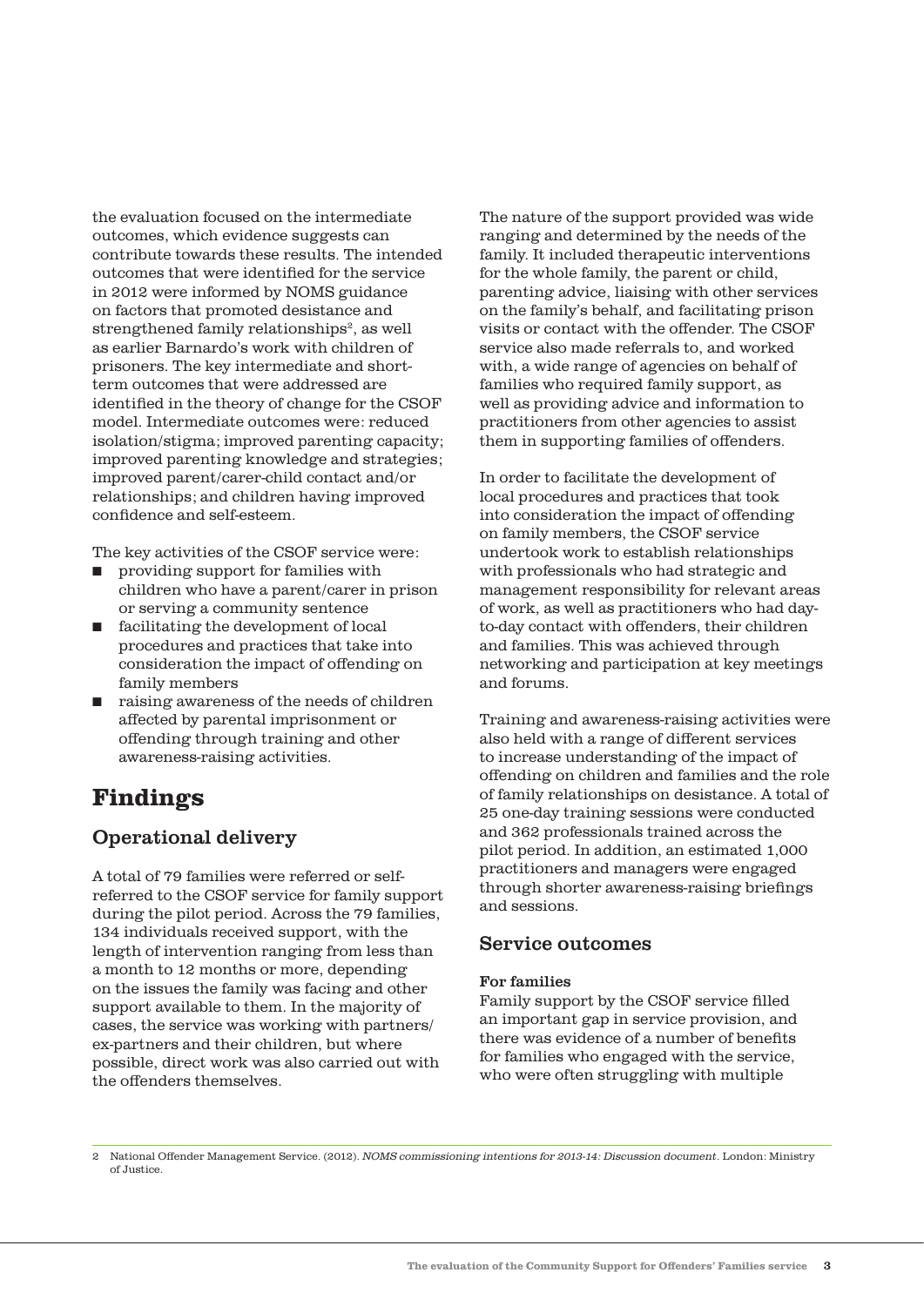the evaluation focused on the intermediate outcomes, which evidence suggests can contribute towards these results. The intended outcomes that were identified for the service in 2012 were informed by NOMS guidance on factors that promoted desistance and strengthened family relationships[2], as well as earlier Barnardo's work with children of prisoners. The key intermediate and short-term outcomes that were addressed are identified in the theory of change for the CSOF model. Intermediate outcomes were: reduced isolation/stigma; improved parenting capacity; improved parenting knowledge and strategies; improved parent/carer-child contact and/or relationships; and children having improved confidence and self-esteem.

The key activities of the CSOF service were:

- providing support for families with children who have a parent/carer in prison or serving a community sentence
- facilitating the development of local procedures and practices that take into consideration the impact of offending on family members
- raising awareness of the needs of children affected by parental imprisonment or offending through training and other awareness-raising activities.

# Findings

## Operational delivery

A total of 79 families were referred or self-referred to the CSOF service for family support during the pilot period. Across the 79 families, 134 individuals received support, with the length of intervention ranging from less than a month to 12 months or more, depending on the issues the family was facing and other support available to them. In the majority of cases, the service was working with partners/ex-partners and their children, but where possible, direct work was also carried out with the offenders themselves.

The nature of the support provided was wide ranging and determined by the needs of the family. It included therapeutic interventions for the whole family, the parent or child, parenting advice, liaising with other services on the family's behalf, and facilitating prison visits or contact with the offender. The CSOF service also made referrals to, and worked with, a wide range of agencies on behalf of families who required family support, as well as providing advice and information to practitioners from other agencies to assist them in supporting families of offenders.

In order to facilitate the development of local procedures and practices that took into consideration the impact of offending on family members, the CSOF service undertook work to establish relationships with professionals who had strategic and management responsibility for relevant areas of work, as well as practitioners who had day-to-day contact with offenders, their children and families. This was achieved through networking and participation at key meetings and forums.

Training and awareness-raising activities were also held with a range of different services to increase understanding of the impact of offending on children and families and the role of family relationships on desistance. A total of 25 one-day training sessions were conducted and 362 professionals trained across the pilot period. In addition, an estimated 1,000 practitioners and managers were engaged through shorter awareness-raising briefings and sessions.

## Service outcomes

**For families**

Family support by the CSOF service filled an important gap in service provision, and there was evidence of a number of benefits for families who engaged with the service, who were often struggling with multiple

---

2 National Offender Management Service. (2012). *NOMS commissioning intentions for 2013-14: Discussion document*. London: Ministry of Justice.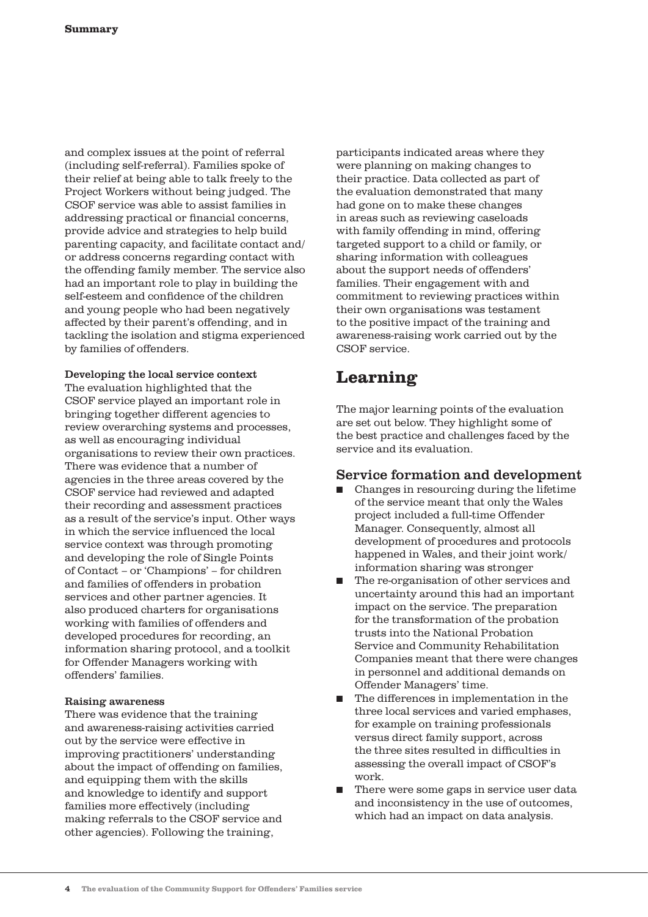and complex issues at the point of referral (including self-referral). Families spoke of their relief at being able to talk freely to the Project Workers without being judged. The CSOF service was able to assist families in addressing practical or financial concerns, provide advice and strategies to help build parenting capacity, and facilitate contact and/or address concerns regarding contact with the offending family member. The service also had an important role to play in building the self-esteem and confidence of the children and young people who had been negatively affected by their parent's offending, and in tackling the isolation and stigma experienced by families of offenders.

**Developing the local service context**

The evaluation highlighted that the CSOF service played an important role in bringing together different agencies to review overarching systems and processes, as well as encouraging individual organisations to review their own practices. There was evidence that a number of agencies in the three areas covered by the CSOF service had reviewed and adapted their recording and assessment practices as a result of the service's input. Other ways in which the service influenced the local service context was through promoting and developing the role of Single Points of Contact – or 'Champions' – for children and families of offenders in probation services and other partner agencies. It also produced charters for organisations working with families of offenders and developed procedures for recording, an information sharing protocol, and a toolkit for Offender Managers working with offenders' families.

**Raising awareness**

There was evidence that the training and awareness-raising activities carried out by the service were effective in improving practitioners' understanding about the impact of offending on families, and equipping them with the skills and knowledge to identify and support families more effectively (including making referrals to the CSOF service and other agencies). Following the training, participants indicated areas where they were planning on making changes to their practice. Data collected as part of the evaluation demonstrated that many had gone on to make these changes in areas such as reviewing caseloads with family offending in mind, offering targeted support to a child or family, or sharing information with colleagues about the support needs of offenders' families. Their engagement with and commitment to reviewing practices within their own organisations was testament to the positive impact of the training and awareness-raising work carried out by the CSOF service.

## Learning

The major learning points of the evaluation are set out below. They highlight some of the best practice and challenges faced by the service and its evaluation.

### Service formation and development

- Changes in resourcing during the lifetime of the service meant that only the Wales project included a full-time Offender Manager. Consequently, almost all development of procedures and protocols happened in Wales, and their joint work/information sharing was stronger
- The re-organisation of other services and uncertainty around this had an important impact on the service. The preparation for the transformation of the probation trusts into the National Probation Service and Community Rehabilitation Companies meant that there were changes in personnel and additional demands on Offender Managers' time.
- The differences in implementation in the three local services and varied emphases, for example on training professionals versus direct family support, across the three sites resulted in difficulties in assessing the overall impact of CSOF's work.
- There were some gaps in service user data and inconsistency in the use of outcomes, which had an impact on data analysis.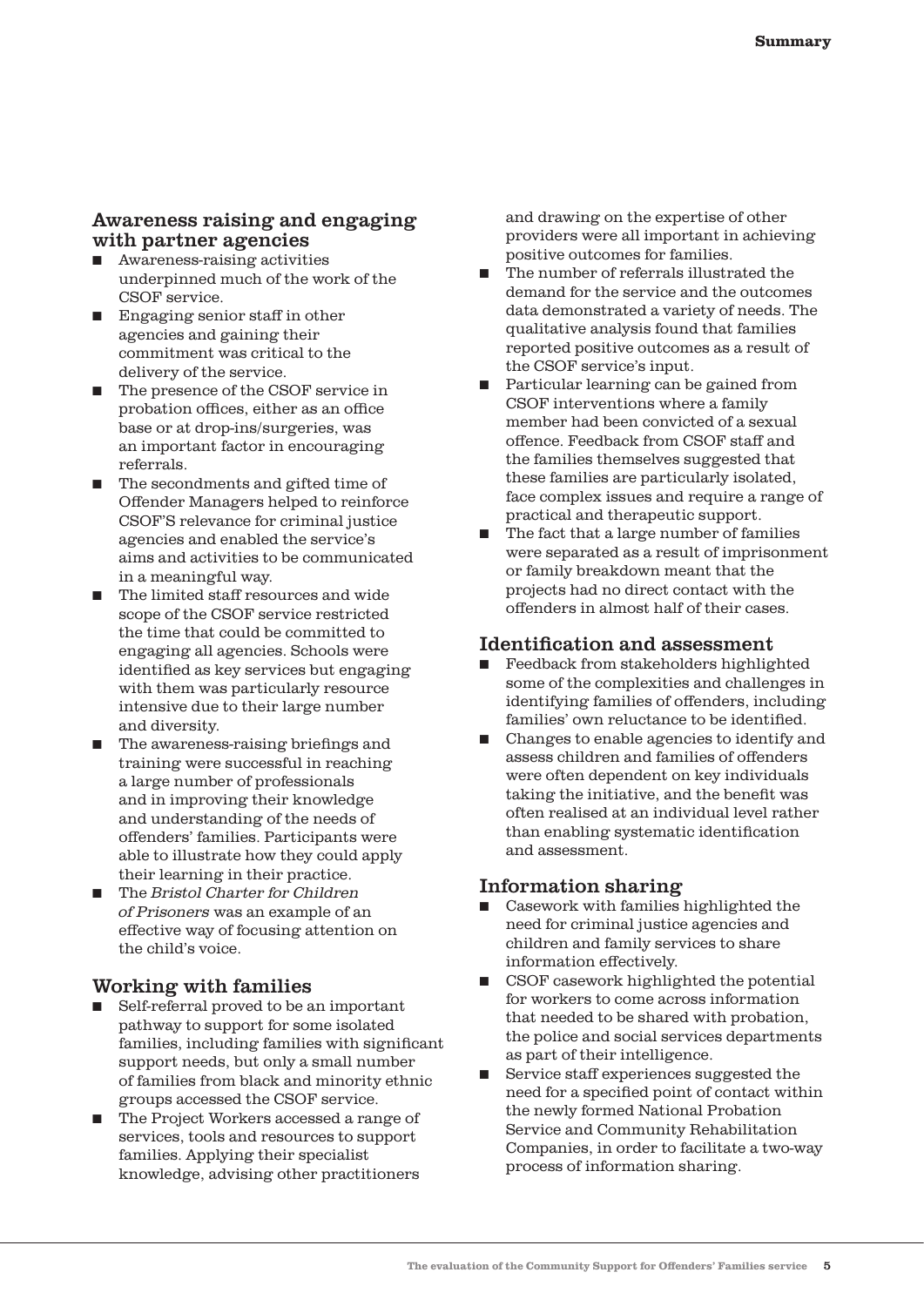## Awareness raising and engaging with partner agencies

- Awareness-raising activities underpinned much of the work of the CSOF service.
- Engaging senior staff in other agencies and gaining their commitment was critical to the delivery of the service.
- The presence of the CSOF service in probation offices, either as an office base or at drop-ins/surgeries, was an important factor in encouraging referrals.
- The secondments and gifted time of Offender Managers helped to reinforce CSOF'S relevance for criminal justice agencies and enabled the service's aims and activities to be communicated in a meaningful way.
- The limited staff resources and wide scope of the CSOF service restricted the time that could be committed to engaging all agencies. Schools were identified as key services but engaging with them was particularly resource intensive due to their large number and diversity.
- The awareness-raising briefings and training were successful in reaching a large number of professionals and in improving their knowledge and understanding of the needs of offenders' families. Participants were able to illustrate how they could apply their learning in their practice.
- The *Bristol Charter for Children of Prisoners* was an example of an effective way of focusing attention on the child's voice.

## Working with families

- Self-referral proved to be an important pathway to support for some isolated families, including families with significant support needs, but only a small number of families from black and minority ethnic groups accessed the CSOF service.
- The Project Workers accessed a range of services, tools and resources to support families. Applying their specialist knowledge, advising other practitioners and drawing on the expertise of other providers were all important in achieving positive outcomes for families.
- The number of referrals illustrated the demand for the service and the outcomes data demonstrated a variety of needs. The qualitative analysis found that families reported positive outcomes as a result of the CSOF service's input.
- Particular learning can be gained from CSOF interventions where a family member had been convicted of a sexual offence. Feedback from CSOF staff and the families themselves suggested that these families are particularly isolated, face complex issues and require a range of practical and therapeutic support.
- The fact that a large number of families were separated as a result of imprisonment or family breakdown meant that the projects had no direct contact with the offenders in almost half of their cases.

## Identification and assessment

- Feedback from stakeholders highlighted some of the complexities and challenges in identifying families of offenders, including families' own reluctance to be identified.
- Changes to enable agencies to identify and assess children and families of offenders were often dependent on key individuals taking the initiative, and the benefit was often realised at an individual level rather than enabling systematic identification and assessment.

## Information sharing

- Casework with families highlighted the need for criminal justice agencies and children and family services to share information effectively.
- CSOF casework highlighted the potential for workers to come across information that needed to be shared with probation, the police and social services departments as part of their intelligence.
- Service staff experiences suggested the need for a specified point of contact within the newly formed National Probation Service and Community Rehabilitation Companies, in order to facilitate a two-way process of information sharing.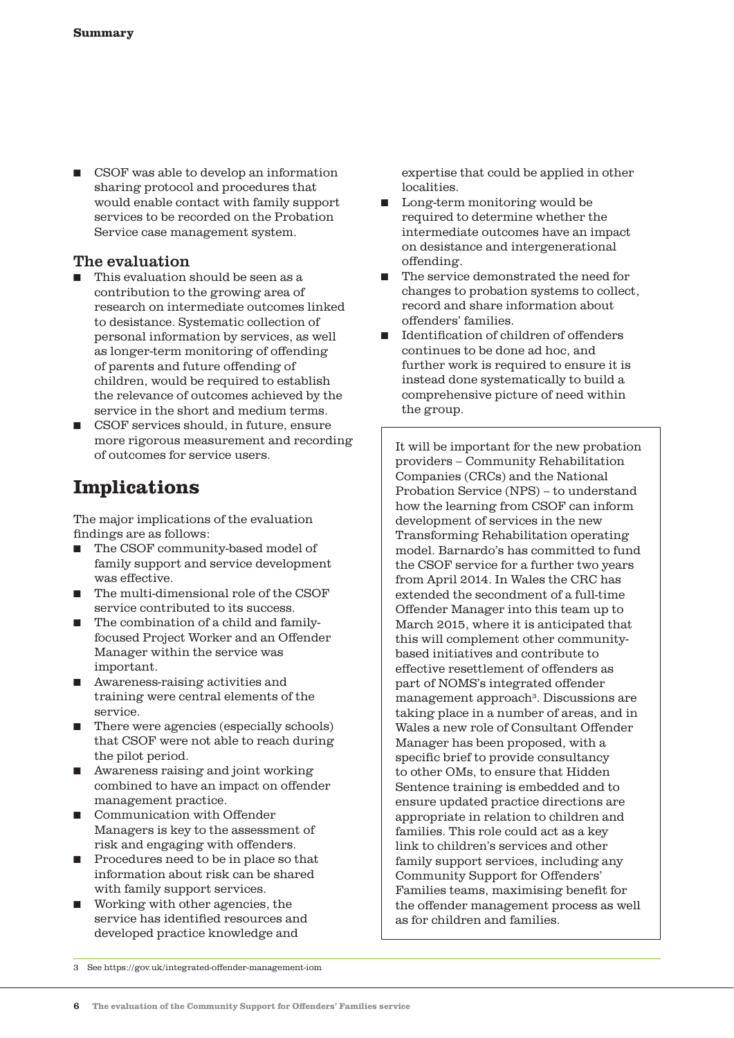- CSOF was able to develop an information sharing protocol and procedures that would enable contact with family support services to be recorded on the Probation Service case management system.

### The evaluation

- This evaluation should be seen as a contribution to the growing area of research on intermediate outcomes linked to desistance. Systematic collection of personal information by services, as well as longer-term monitoring of offending of parents and future offending of children, would be required to establish the relevance of outcomes achieved by the service in the short and medium terms.
- CSOF services should, in future, ensure more rigorous measurement and recording of outcomes for service users.

## Implications

The major implications of the evaluation findings are as follows:

- The CSOF community-based model of family support and service development was effective.
- The multi-dimensional role of the CSOF service contributed to its success.
- The combination of a child and family-focused Project Worker and an Offender Manager within the service was important.
- Awareness-raising activities and training were central elements of the service.
- There were agencies (especially schools) that CSOF were not able to reach during the pilot period.
- Awareness raising and joint working combined to have an impact on offender management practice.
- Communication with Offender Managers is key to the assessment of risk and engaging with offenders.
- Procedures need to be in place so that information about risk can be shared with family support services.
- Working with other agencies, the service has identified resources and developed practice knowledge and expertise that could be applied in other localities.
- Long-term monitoring would be required to determine whether the intermediate outcomes have an impact on desistance and intergenerational offending.
- The service demonstrated the need for changes to probation systems to collect, record and share information about offenders' families.
- Identification of children of offenders continues to be done ad hoc, and further work is required to ensure it is instead done systematically to build a comprehensive picture of need within the group.

It will be important for the new probation providers – Community Rehabilitation Companies (CRCs) and the National Probation Service (NPS) – to understand how the learning from CSOF can inform development of services in the new Transforming Rehabilitation operating model. Barnardo's has committed to fund the CSOF service for a further two years from April 2014. In Wales the CRC has extended the secondment of a full-time Offender Manager into this team up to March 2015, where it is anticipated that this will complement other community-based initiatives and contribute to effective resettlement of offenders as part of NOMS's integrated offender management approach[3]. Discussions are taking place in a number of areas, and in Wales a new role of Consultant Offender Manager has been proposed, with a specific brief to provide consultancy to other OMs, to ensure that Hidden Sentence training is embedded and to ensure updated practice directions are appropriate in relation to children and families. This role could act as a key link to children's services and other family support services, including any Community Support for Offenders' Families teams, maximising benefit for the offender management process as well as for children and families.

---

3 See https://gov.uk/integrated-offender-management-iom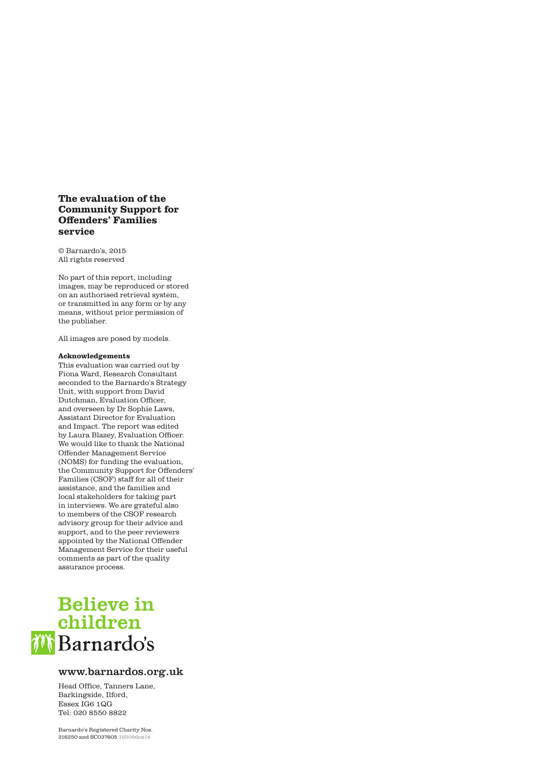**The evaluation of the Community Support for Offenders' Families service**

© Barnardo's, 2015
All rights reserved

No part of this report, including images, may be reproduced or stored on an authorised retrieval system, or transmitted in any form or by any means, without prior permission of the publisher.

All images are posed by models.

**Acknowledgements**
This evaluation was carried out by Fiona Ward, Research Consultant seconded to the Barnardo's Strategy Unit, with support from David Dutchman, Evaluation Officer, and overseen by Dr Sophie Laws, Assistant Director for Evaluation and Impact. The report was edited by Laura Blazey, Evaluation Officer. We would like to thank the National Offender Management Service (NOMS) for funding the evaluation, the Community Support for Offenders' Families (CSOF) staff for all of their assistance, and the families and local stakeholders for taking part in interviews. We are grateful also to members of the CSOF research advisory group for their advice and support, and to the peer reviewers appointed by the National Offender Management Service for their useful comments as part of the quality assurance process.

Believe in children
Barnardo's

**www.barnardos.org.uk**

Head Office, Tanners Lane,
Barkingside, Ilford,
Essex IG6 1QG
Tel: 020 8550 8822

Barnardo's Registered Charity Nos.
216250 and SC037605 16509dos14